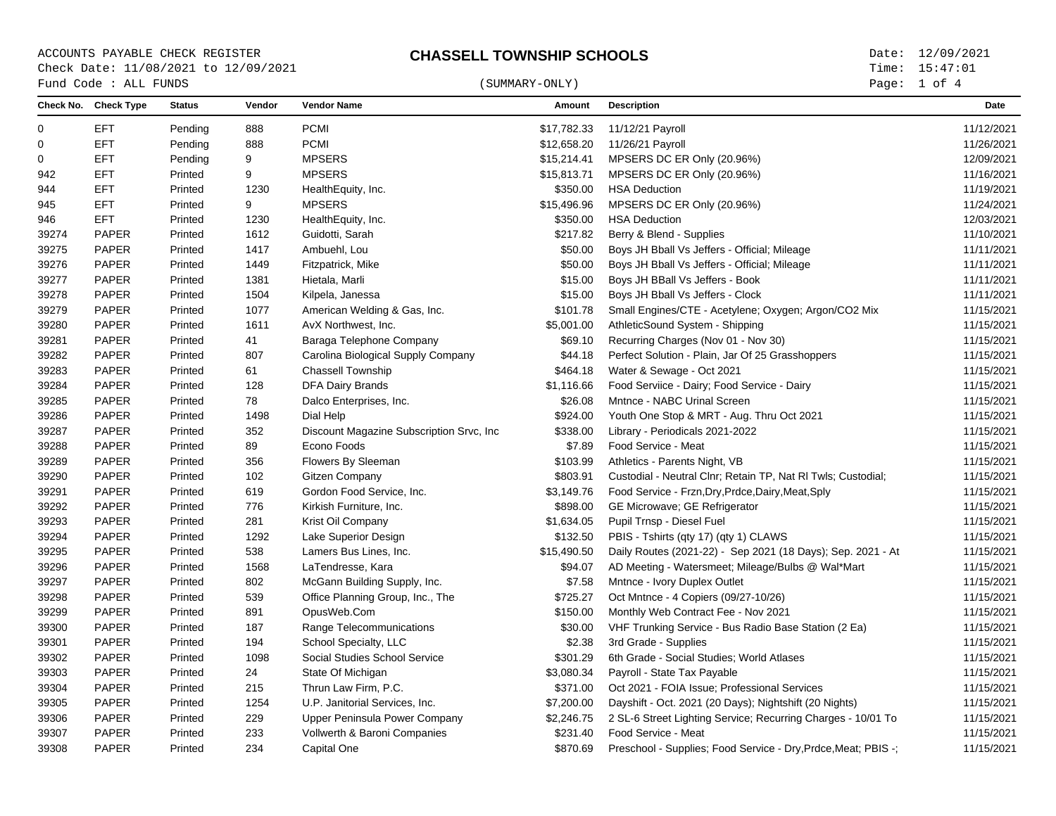ACCOUNTS PAYABLE CHECK REGISTER
Check Date: 11/08/2021 to 12/09/2021
Fund Code : ALL FUNDS

# CHASSELL TOWNSHIP SCHOOLS

(SUMMARY-ONLY)

Date: 12/09/2021
Time: 15:47:01

| Check No. | Check Type | Status | Vendor | Vendor Name | Amount | Description | Date |
|---|---|---|---|---|---|---|---|
| 0 | EFT | Pending | 888 | PCMI | $17,782.33 | 11/12/21 Payroll | 11/12/2021 |
| 0 | EFT | Pending | 888 | PCMI | $12,658.20 | 11/26/21 Payroll | 11/26/2021 |
| 0 | EFT | Pending | 9 | MPSERS | $15,214.41 | MPSERS DC ER Only (20.96%) | 12/09/2021 |
| 942 | EFT | Printed | 9 | MPSERS | $15,813.71 | MPSERS DC ER Only (20.96%) | 11/16/2021 |
| 944 | EFT | Printed | 1230 | HealthEquity, Inc. | $350.00 | HSA Deduction | 11/19/2021 |
| 945 | EFT | Printed | 9 | MPSERS | $15,496.96 | MPSERS DC ER Only (20.96%) | 11/24/2021 |
| 946 | EFT | Printed | 1230 | HealthEquity, Inc. | $350.00 | HSA Deduction | 12/03/2021 |
| 39274 | PAPER | Printed | 1612 | Guidotti, Sarah | $217.82 | Berry & Blend - Supplies | 11/10/2021 |
| 39275 | PAPER | Printed | 1417 | Ambuehl, Lou | $50.00 | Boys JH Bball Vs Jeffers - Official; Mileage | 11/11/2021 |
| 39276 | PAPER | Printed | 1449 | Fitzpatrick, Mike | $50.00 | Boys JH Bball Vs Jeffers - Official; Mileage | 11/11/2021 |
| 39277 | PAPER | Printed | 1381 | Hietala, Marli | $15.00 | Boys JH BBall Vs Jeffers - Book | 11/11/2021 |
| 39278 | PAPER | Printed | 1504 | Kilpela, Janessa | $15.00 | Boys JH BBall Vs Jeffers - Clock | 11/11/2021 |
| 39279 | PAPER | Printed | 1077 | American Welding & Gas, Inc. | $101.78 | Small Engines/CTE - Acetylene; Oxygen; Argon/CO2 Mix | 11/15/2021 |
| 39280 | PAPER | Printed | 1611 | AvX Northwest, Inc. | $5,001.00 | AthleticSound System - Shipping | 11/15/2021 |
| 39281 | PAPER | Printed | 41 | Baraga Telephone Company | $69.10 | Recurring Charges (Nov 01 - Nov 30) | 11/15/2021 |
| 39282 | PAPER | Printed | 807 | Carolina Biological Supply Company | $44.18 | Perfect Solution - Plain, Jar Of 25 Grasshoppers | 11/15/2021 |
| 39283 | PAPER | Printed | 61 | Chassell Township | $464.18 | Water & Sewage - Oct 2021 | 11/15/2021 |
| 39284 | PAPER | Printed | 128 | DFA Dairy Brands | $1,116.66 | Food Serviice - Dairy; Food Service - Dairy | 11/15/2021 |
| 39285 | PAPER | Printed | 78 | Dalco Enterprises, Inc. | $26.08 | Mntnce - NABC Urinal Screen | 11/15/2021 |
| 39286 | PAPER | Printed | 1498 | Dial Help | $924.00 | Youth One Stop & MRT - Aug. Thru Oct 2021 | 11/15/2021 |
| 39287 | PAPER | Printed | 352 | Discount Magazine Subscription Srvc, Inc | $338.00 | Library - Periodicals 2021-2022 | 11/15/2021 |
| 39288 | PAPER | Printed | 89 | Econo Foods | $7.89 | Food Service - Meat | 11/15/2021 |
| 39289 | PAPER | Printed | 356 | Flowers By Sleeman | $103.99 | Athletics - Parents Night, VB | 11/15/2021 |
| 39290 | PAPER | Printed | 102 | Gitzen Company | $803.91 | Custodial - Neutral Clnr; Retain TP, Nat Rl Twls; Custodial; | 11/15/2021 |
| 39291 | PAPER | Printed | 619 | Gordon Food Service, Inc. | $3,149.76 | Food Service - Frzn,Dry,Prdce,Dairy,Meat,Sply | 11/15/2021 |
| 39292 | PAPER | Printed | 776 | Kirkish Furniture, Inc. | $898.00 | GE Microwave; GE Refrigerator | 11/15/2021 |
| 39293 | PAPER | Printed | 281 | Krist Oil Company | $1,634.05 | Pupil Trnsp - Diesel Fuel | 11/15/2021 |
| 39294 | PAPER | Printed | 1292 | Lake Superior Design | $132.50 | PBIS - Tshirts (qty 17) (qty 1) CLAWS | 11/15/2021 |
| 39295 | PAPER | Printed | 538 | Lamers Bus Lines, Inc. | $15,490.50 | Daily Routes (2021-22) - Sep 2021 (18 Days); Sep. 2021 - At | 11/15/2021 |
| 39296 | PAPER | Printed | 1568 | LaTendresse, Kara | $94.07 | AD Meeting - Watersmeet; Mileage/Bulbs @ Wal*Mart | 11/15/2021 |
| 39297 | PAPER | Printed | 802 | McGann Building Supply, Inc. | $7.58 | Mntnce - Ivory Duplex Outlet | 11/15/2021 |
| 39298 | PAPER | Printed | 539 | Office Planning Group, Inc., The | $725.27 | Oct Mntnce - 4 Copiers (09/27-10/26) | 11/15/2021 |
| 39299 | PAPER | Printed | 891 | OpusWeb.Com | $150.00 | Monthly Web Contract Fee - Nov 2021 | 11/15/2021 |
| 39300 | PAPER | Printed | 187 | Range Telecommunications | $30.00 | VHF Trunking Service - Bus Radio Base Station (2 Ea) | 11/15/2021 |
| 39301 | PAPER | Printed | 194 | School Specialty, LLC | $2.38 | 3rd Grade - Supplies | 11/15/2021 |
| 39302 | PAPER | Printed | 1098 | Social Studies School Service | $301.29 | 6th Grade - Social Studies; World Atlases | 11/15/2021 |
| 39303 | PAPER | Printed | 24 | State Of Michigan | $3,080.34 | Payroll - State Tax Payable | 11/15/2021 |
| 39304 | PAPER | Printed | 215 | Thrun Law Firm, P.C. | $371.00 | Oct 2021 - FOIA Issue; Professional Services | 11/15/2021 |
| 39305 | PAPER | Printed | 1254 | U.P. Janitorial Services, Inc. | $7,200.00 | Dayshift - Oct. 2021 (20 Days); Nightshift (20 Nights) | 11/15/2021 |
| 39306 | PAPER | Printed | 229 | Upper Peninsula Power Company | $2,246.75 | 2 SL-6 Street Lighting Service; Recurring Charges - 10/01 To | 11/15/2021 |
| 39307 | PAPER | Printed | 233 | Vollwerth & Baroni Companies | $231.40 | Food Service - Meat | 11/15/2021 |
| 39308 | PAPER | Printed | 234 | Capital One | $870.69 | Preschool - Supplies; Food Service - Dry,Prdce,Meat; PBIS -; | 11/15/2021 |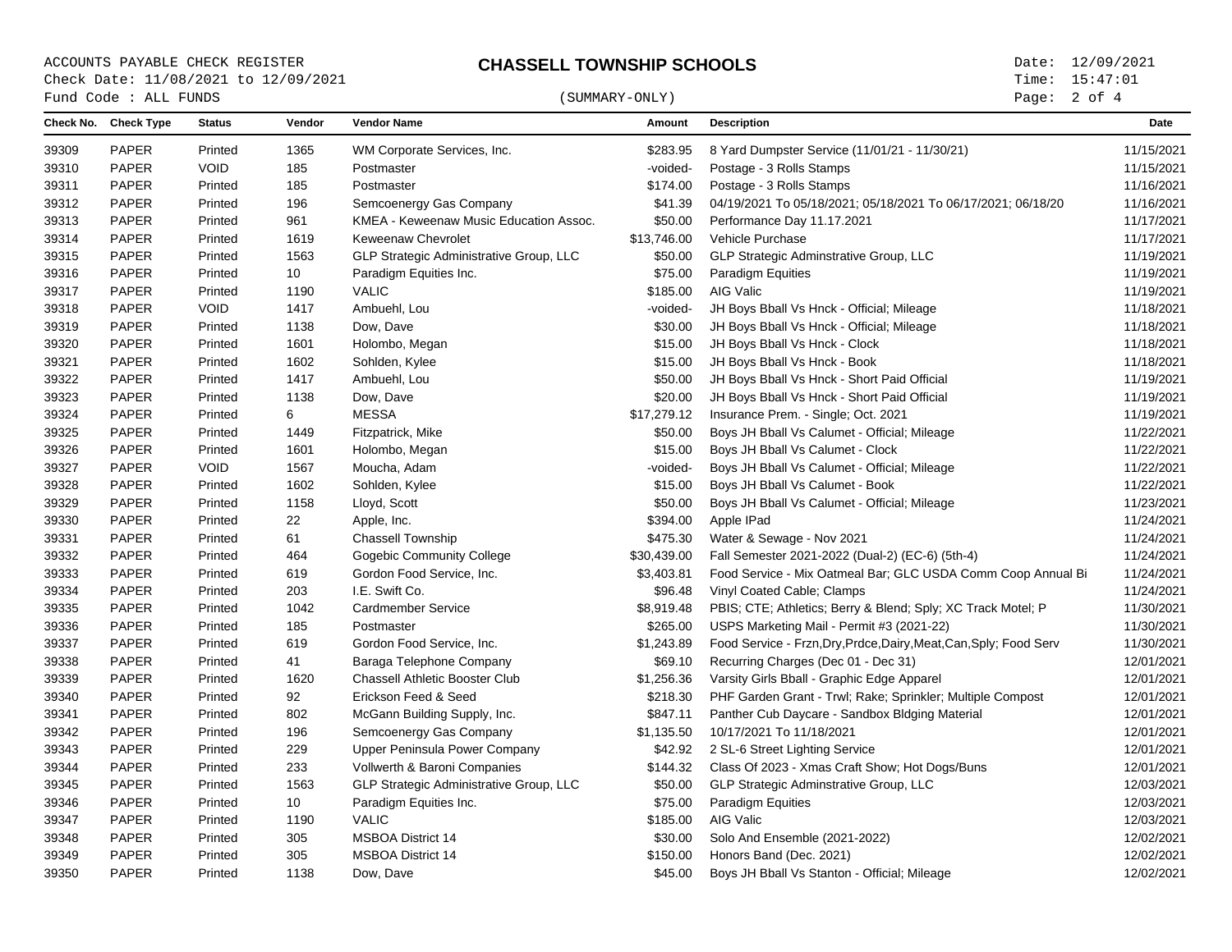ACCOUNTS PAYABLE CHECK REGISTER
Check Date: 11/08/2021 to 12/09/2021
Fund Code : ALL FUNDS

# CHASSELL TOWNSHIP SCHOOLS

(SUMMARY-ONLY)

Date: 12/09/2021
Time: 15:47:01

| Check No. | Check Type | Status | Vendor | Vendor Name | Amount | Description | Date |
|---|---|---|---|---|---|---|---|
| 39309 | PAPER | Printed | 1365 | WM Corporate Services, Inc. | $283.95 | 8 Yard Dumpster Service (11/01/21 - 11/30/21) | 11/15/2021 |
| 39310 | PAPER | VOID | 185 | Postmaster | -voided- | Postage - 3 Rolls Stamps | 11/15/2021 |
| 39311 | PAPER | Printed | 185 | Postmaster | $174.00 | Postage - 3 Rolls Stamps | 11/16/2021 |
| 39312 | PAPER | Printed | 196 | Semcoenergy Gas Company | $41.39 | 04/19/2021 To 05/18/2021; 05/18/2021 To 06/17/2021; 06/18/20 | 11/16/2021 |
| 39313 | PAPER | Printed | 961 | KMEA - Keweenaw Music Education Assoc. | $50.00 | Performance Day 11.17.2021 | 11/17/2021 |
| 39314 | PAPER | Printed | 1619 | Keweenaw Chevrolet | $13,746.00 | Vehicle Purchase | 11/17/2021 |
| 39315 | PAPER | Printed | 1563 | GLP Strategic Administrative Group, LLC | $50.00 | GLP Strategic Adminstrative Group, LLC | 11/19/2021 |
| 39316 | PAPER | Printed | 10 | Paradigm Equities Inc. | $75.00 | Paradigm Equities | 11/19/2021 |
| 39317 | PAPER | Printed | 1190 | VALIC | $185.00 | AIG Valic | 11/19/2021 |
| 39318 | PAPER | VOID | 1417 | Ambuehl, Lou | -voided- | JH Boys Bball Vs Hnck - Official; Mileage | 11/18/2021 |
| 39319 | PAPER | Printed | 1138 | Dow, Dave | $30.00 | JH Boys Bball Vs Hnck - Official; Mileage | 11/18/2021 |
| 39320 | PAPER | Printed | 1601 | Holombo, Megan | $15.00 | JH Boys Bball Vs Hnck - Clock | 11/18/2021 |
| 39321 | PAPER | Printed | 1602 | Sohlden, Kylee | $15.00 | JH Boys Bball Vs Hnck - Book | 11/18/2021 |
| 39322 | PAPER | Printed | 1417 | Ambuehl, Lou | $50.00 | JH Boys Bball Vs Hnck - Short Paid Official | 11/19/2021 |
| 39323 | PAPER | Printed | 1138 | Dow, Dave | $20.00 | JH Boys Bball Vs Hnck - Short Paid Official | 11/19/2021 |
| 39324 | PAPER | Printed | 6 | MESSA | $17,279.12 | Insurance Prem. - Single; Oct. 2021 | 11/19/2021 |
| 39325 | PAPER | Printed | 1449 | Fitzpatrick, Mike | $50.00 | Boys JH Bball Vs Calumet - Official; Mileage | 11/22/2021 |
| 39326 | PAPER | Printed | 1601 | Holombo, Megan | $15.00 | Boys JH Bball Vs Calumet - Clock | 11/22/2021 |
| 39327 | PAPER | VOID | 1567 | Moucha, Adam | -voided- | Boys JH Bball Vs Calumet - Official; Mileage | 11/22/2021 |
| 39328 | PAPER | Printed | 1602 | Sohlden, Kylee | $15.00 | Boys JH Bball Vs Calumet - Book | 11/22/2021 |
| 39329 | PAPER | Printed | 1158 | Lloyd, Scott | $50.00 | Boys JH Bball Vs Calumet - Official; Mileage | 11/23/2021 |
| 39330 | PAPER | Printed | 22 | Apple, Inc. | $394.00 | Apple IPad | 11/24/2021 |
| 39331 | PAPER | Printed | 61 | Chassell Township | $475.30 | Water & Sewage - Nov 2021 | 11/24/2021 |
| 39332 | PAPER | Printed | 464 | Gogebic Community College | $30,439.00 | Fall Semester 2021-2022 (Dual-2) (EC-6) (5th-4) | 11/24/2021 |
| 39333 | PAPER | Printed | 619 | Gordon Food Service, Inc. | $3,403.81 | Food Service - Mix Oatmeal Bar; GLC USDA Comm Coop Annual Bi | 11/24/2021 |
| 39334 | PAPER | Printed | 203 | I.E. Swift Co. | $96.48 | Vinyl Coated Cable; Clamps | 11/24/2021 |
| 39335 | PAPER | Printed | 1042 | Cardmember Service | $8,919.48 | PBIS; CTE; Athletics; Berry & Blend; Sply; XC Track Motel; P | 11/30/2021 |
| 39336 | PAPER | Printed | 185 | Postmaster | $265.00 | USPS Marketing Mail - Permit #3 (2021-22) | 11/30/2021 |
| 39337 | PAPER | Printed | 619 | Gordon Food Service, Inc. | $1,243.89 | Food Service - Frzn,Dry,Prdce,Dairy,Meat,Can,Sply; Food Serv | 11/30/2021 |
| 39338 | PAPER | Printed | 41 | Baraga Telephone Company | $69.10 | Recurring Charges (Dec 01 - Dec 31) | 12/01/2021 |
| 39339 | PAPER | Printed | 1620 | Chassell Athletic Booster Club | $1,256.36 | Varsity Girls Bball - Graphic Edge Apparel | 12/01/2021 |
| 39340 | PAPER | Printed | 92 | Erickson Feed & Seed | $218.30 | PHF Garden Grant - Trwl; Rake; Sprinkler; Multiple Compost | 12/01/2021 |
| 39341 | PAPER | Printed | 802 | McGann Building Supply, Inc. | $847.11 | Panther Cub Daycare - Sandbox Bldging Material | 12/01/2021 |
| 39342 | PAPER | Printed | 196 | Semcoenergy Gas Company | $1,135.50 | 10/17/2021 To 11/18/2021 | 12/01/2021 |
| 39343 | PAPER | Printed | 229 | Upper Peninsula Power Company | $42.92 | 2 SL-6 Street Lighting Service | 12/01/2021 |
| 39344 | PAPER | Printed | 233 | Vollwerth & Baroni Companies | $144.32 | Class Of 2023 - Xmas Craft Show; Hot Dogs/Buns | 12/01/2021 |
| 39345 | PAPER | Printed | 1563 | GLP Strategic Administrative Group, LLC | $50.00 | GLP Strategic Adminstrative Group, LLC | 12/03/2021 |
| 39346 | PAPER | Printed | 10 | Paradigm Equities Inc. | $75.00 | Paradigm Equities | 12/03/2021 |
| 39347 | PAPER | Printed | 1190 | VALIC | $185.00 | AIG Valic | 12/03/2021 |
| 39348 | PAPER | Printed | 305 | MSBOA District 14 | $30.00 | Solo And Ensemble (2021-2022) | 12/02/2021 |
| 39349 | PAPER | Printed | 305 | MSBOA District 14 | $150.00 | Honors Band (Dec. 2021) | 12/02/2021 |
| 39350 | PAPER | Printed | 1138 | Dow, Dave | $45.00 | Boys JH Bball Vs Stanton - Official; Mileage | 12/02/2021 |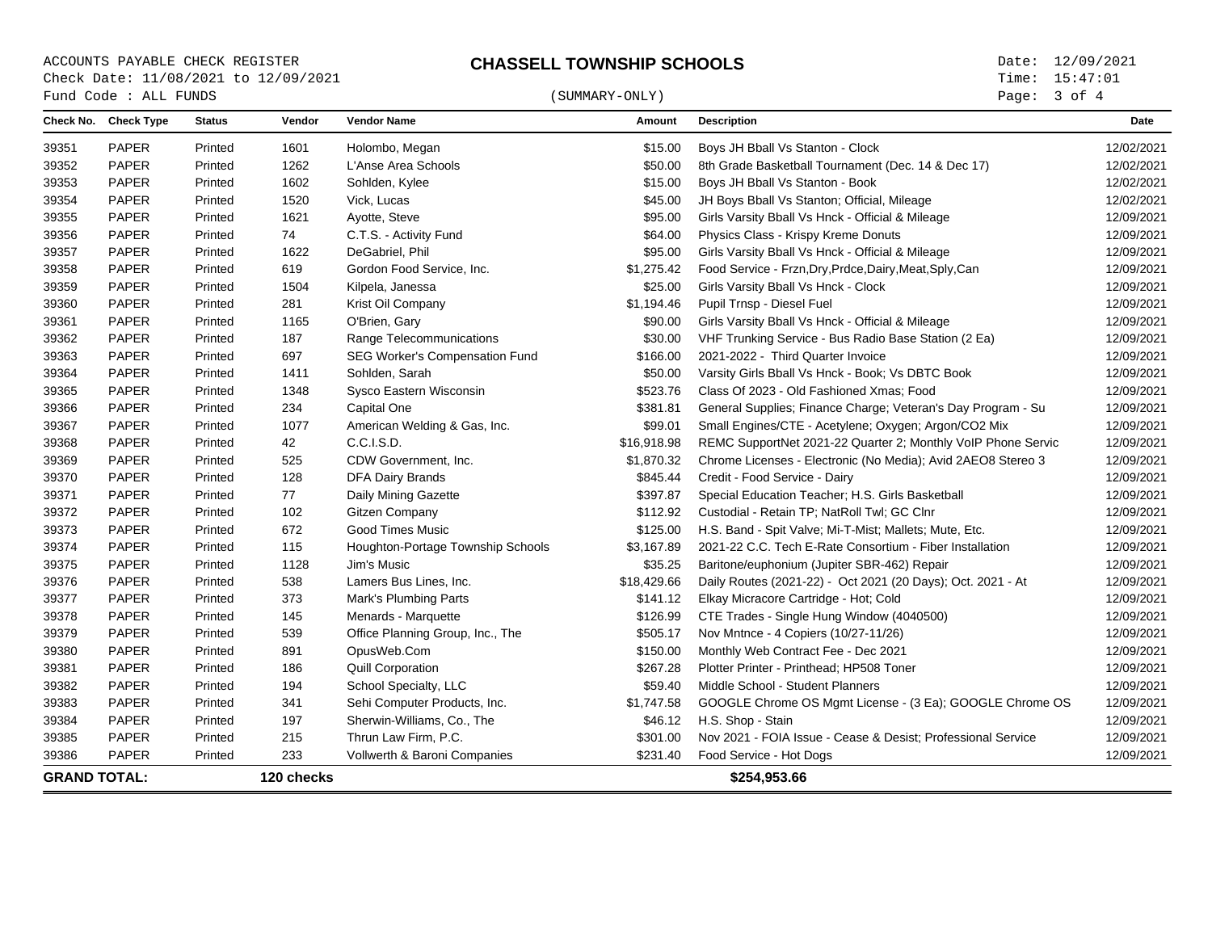ACCOUNTS PAYABLE CHECK REGISTER
Check Date: 11/08/2021 to 12/09/2021
Fund Code : ALL FUNDS

# CHASSELL TOWNSHIP SCHOOLS

(SUMMARY-ONLY)

Date: 12/09/2021
Time: 15:47:01

| Check No. | Check Type | Status | Vendor | Vendor Name | Amount | Description | Date |
|---|---|---|---|---|---|---|---|
| 39351 | PAPER | Printed | 1601 | Holombo, Megan | $15.00 | Boys JH Bball Vs Stanton - Clock | 12/02/2021 |
| 39352 | PAPER | Printed | 1262 | L'Anse Area Schools | $50.00 | 8th Grade Basketball Tournament (Dec. 14 & Dec 17) | 12/02/2021 |
| 39353 | PAPER | Printed | 1602 | Sohlden, Kylee | $15.00 | Boys JH Bball Vs Stanton - Book | 12/02/2021 |
| 39354 | PAPER | Printed | 1520 | Vick, Lucas | $45.00 | JH Boys Bball Vs Stanton; Official, Mileage | 12/02/2021 |
| 39355 | PAPER | Printed | 1621 | Ayotte, Steve | $95.00 | Girls Varsity Bball Vs Hnck - Official & Mileage | 12/09/2021 |
| 39356 | PAPER | Printed | 74 | C.T.S. - Activity Fund | $64.00 | Physics Class - Krispy Kreme Donuts | 12/09/2021 |
| 39357 | PAPER | Printed | 1622 | DeGabriel, Phil | $95.00 | Girls Varsity Bball Vs Hnck - Official & Mileage | 12/09/2021 |
| 39358 | PAPER | Printed | 619 | Gordon Food Service, Inc. | $1,275.42 | Food Service - Frzn,Dry,Prdce,Dairy,Meat,Sply,Can | 12/09/2021 |
| 39359 | PAPER | Printed | 1504 | Kilpela, Janessa | $25.00 | Girls Varsity Bball Vs Hnck - Clock | 12/09/2021 |
| 39360 | PAPER | Printed | 281 | Krist Oil Company | $1,194.46 | Pupil Trnsp - Diesel Fuel | 12/09/2021 |
| 39361 | PAPER | Printed | 1165 | O'Brien, Gary | $90.00 | Girls Varsity Bball Vs Hnck - Official & Mileage | 12/09/2021 |
| 39362 | PAPER | Printed | 187 | Range Telecommunications | $30.00 | VHF Trunking Service - Bus Radio Base Station (2 Ea) | 12/09/2021 |
| 39363 | PAPER | Printed | 697 | SEG Worker's Compensation Fund | $166.00 | 2021-2022 - Third Quarter Invoice | 12/09/2021 |
| 39364 | PAPER | Printed | 1411 | Sohlden, Sarah | $50.00 | Varsity Girls Bball Vs Hnck - Book; Vs DBTC Book | 12/09/2021 |
| 39365 | PAPER | Printed | 1348 | Sysco Eastern Wisconsin | $523.76 | Class Of 2023 - Old Fashioned Xmas; Food | 12/09/2021 |
| 39366 | PAPER | Printed | 234 | Capital One | $381.81 | General Supplies; Finance Charge; Veteran's Day Program - Su | 12/09/2021 |
| 39367 | PAPER | Printed | 1077 | American Welding & Gas, Inc. | $99.01 | Small Engines/CTE - Acetylene; Oxygen; Argon/CO2 Mix | 12/09/2021 |
| 39368 | PAPER | Printed | 42 | C.C.I.S.D. | $16,918.98 | REMC SupportNet 2021-22 Quarter 2; Monthly VoIP Phone Servic | 12/09/2021 |
| 39369 | PAPER | Printed | 525 | CDW Government, Inc. | $1,870.32 | Chrome Licenses - Electronic (No Media); Avid 2AEO8 Stereo 3 | 12/09/2021 |
| 39370 | PAPER | Printed | 128 | DFA Dairy Brands | $845.44 | Credit - Food Service - Dairy | 12/09/2021 |
| 39371 | PAPER | Printed | 77 | Daily Mining Gazette | $397.87 | Special Education Teacher; H.S. Girls Basketball | 12/09/2021 |
| 39372 | PAPER | Printed | 102 | Gitzen Company | $112.92 | Custodial - Retain TP; NatRoll Twl; GC Clnr | 12/09/2021 |
| 39373 | PAPER | Printed | 672 | Good Times Music | $125.00 | H.S. Band - Spit Valve; Mi-T-Mist; Mallets; Mute, Etc. | 12/09/2021 |
| 39374 | PAPER | Printed | 115 | Houghton-Portage Township Schools | $3,167.89 | 2021-22 C.C. Tech E-Rate Consortium - Fiber Installation | 12/09/2021 |
| 39375 | PAPER | Printed | 1128 | Jim's Music | $35.25 | Baritone/euphonium (Jupiter SBR-462) Repair | 12/09/2021 |
| 39376 | PAPER | Printed | 538 | Lamers Bus Lines, Inc. | $18,429.66 | Daily Routes (2021-22) - Oct 2021 (20 Days); Oct. 2021 - At | 12/09/2021 |
| 39377 | PAPER | Printed | 373 | Mark's Plumbing Parts | $141.12 | Elkay Micracore Cartridge - Hot; Cold | 12/09/2021 |
| 39378 | PAPER | Printed | 145 | Menards - Marquette | $126.99 | CTE Trades - Single Hung Window (4040500) | 12/09/2021 |
| 39379 | PAPER | Printed | 539 | Office Planning Group, Inc., The | $505.17 | Nov Mntnce - 4 Copiers (10/27-11/26) | 12/09/2021 |
| 39380 | PAPER | Printed | 891 | OpusWeb.Com | $150.00 | Monthly Web Contract Fee - Dec 2021 | 12/09/2021 |
| 39381 | PAPER | Printed | 186 | Quill Corporation | $267.28 | Plotter Printer - Printhead; HP508 Toner | 12/09/2021 |
| 39382 | PAPER | Printed | 194 | School Specialty, LLC | $59.40 | Middle School - Student Planners | 12/09/2021 |
| 39383 | PAPER | Printed | 341 | Sehi Computer Products, Inc. | $1,747.58 | GOOGLE Chrome OS Mgmt License - (3 Ea); GOOGLE Chrome OS | 12/09/2021 |
| 39384 | PAPER | Printed | 197 | Sherwin-Williams, Co., The | $46.12 | H.S. Shop - Stain | 12/09/2021 |
| 39385 | PAPER | Printed | 215 | Thrun Law Firm, P.C. | $301.00 | Nov 2021 - FOIA Issue - Cease & Desist; Professional Service | 12/09/2021 |
| 39386 | PAPER | Printed | 233 | Vollwerth & Baroni Companies | $231.40 | Food Service - Hot Dogs | 12/09/2021 |
| **GRAND TOTAL:** | | | **120 checks** | | | **$254,953.66** | |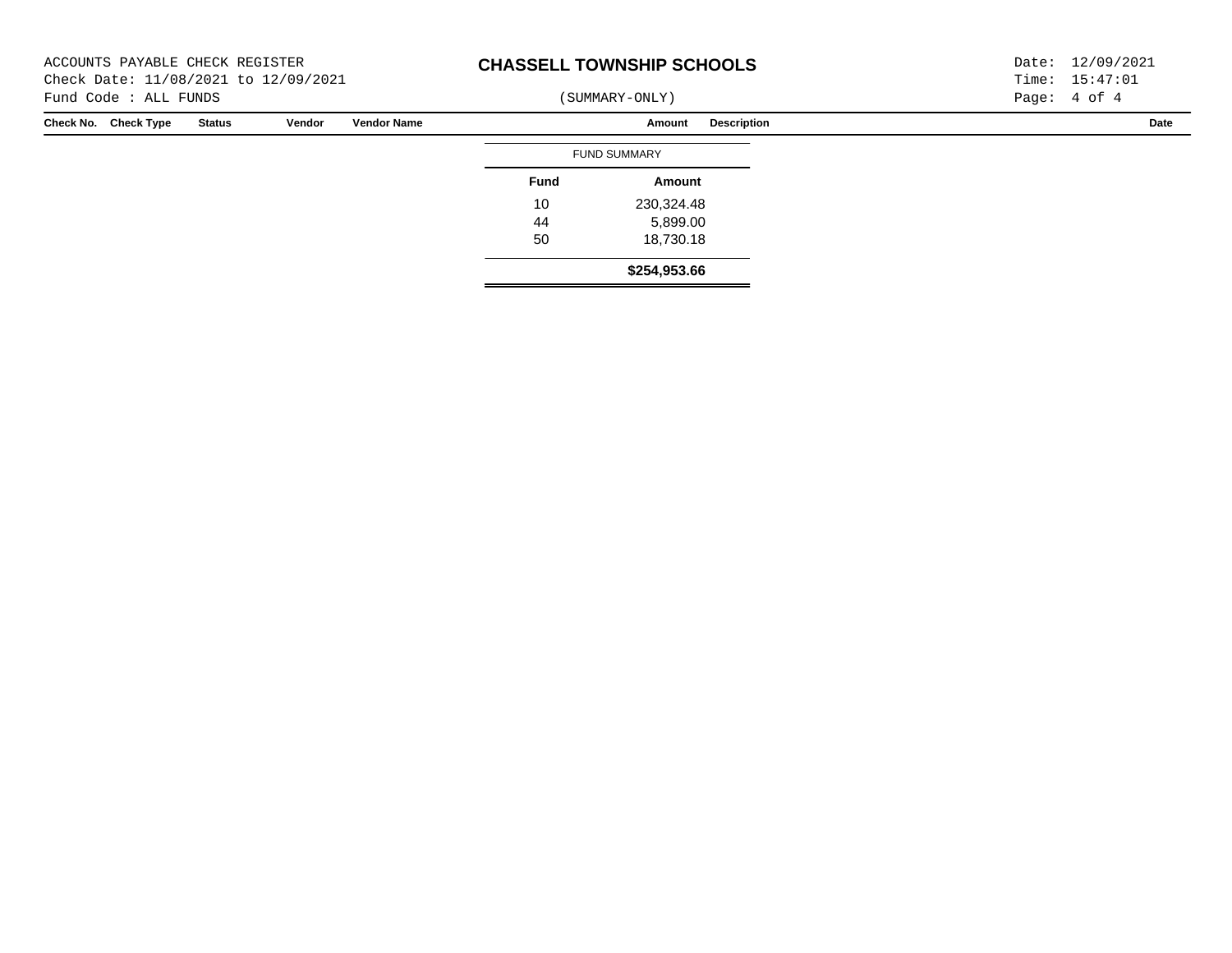ACCOUNTS PAYABLE CHECK REGISTER
Check Date: 11/08/2021 to 12/09/2021
Fund Code : ALL FUNDS

# CHASSELL TOWNSHIP SCHOOLS

(SUMMARY-ONLY)

Date: 12/09/2021
Time: 15:47:01

| Check No. | Check Type | Status | Vendor | Vendor Name | Amount | Description | Date |
|---|---|---|---|---|---|---|---|

FUND SUMMARY

| Fund | Amount |
|---|---|
| 10 | 230,324.48 |
| 44 | 5,899.00 |
| 50 | 18,730.18 |
| | **$254,953.66** |